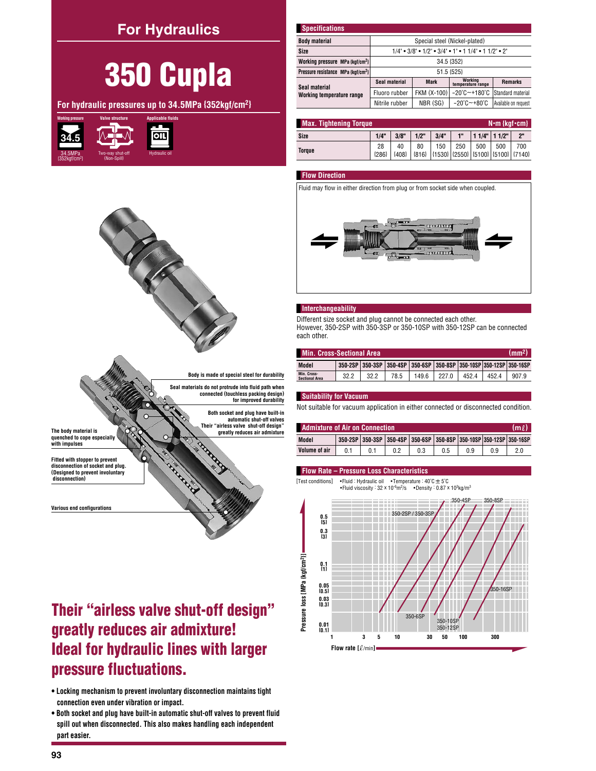# For Hydraulics

# 350 Cupla

## For hydraulic pressures up to 34.5MPa {352kgf/cm²}

Working pressure: 34.5MPa {352kgf/cm²}
Valve structure: Two-way shut-off (Non-Spill)
Applicable fluids: Hydraulic oil

- Body is made of special steel for durability
- Seal materials do not protrude into fluid path when connected (touchless packing design) for improved durability
- Both socket and plug have built-in automatic shut-off valves. Their "airless valve shut-off design" greatly reduces air admixture
- The body material is quenched to cope especially with impulses
- Fitted with stopper to prevent disconnection of socket and plug. (Designed to prevent involuntary disconnection)
- Various end configurations

## Their "airless valve shut-off design" greatly reduces air admixture! Ideal for hydraulic lines with larger pressure fluctuations.

- **Locking mechanism to prevent involuntary disconnection maintains tight connection even under vibration or impact.**
- **Both socket and plug have built-in automatic shut-off valves to prevent fluid spill out when disconnected. This also makes handling each independent part easier.**

### Specifications

| | | | | |
|---|---|---|---|---|
| Body material | Special steel (Nickel-plated) | | | |
| Size | 1/4" • 3/8" • 1/2" • 3/4" • 1" • 1 1/4" • 1 1/2" • 2" | | | |
| Working pressure MPa {kgf/cm²} | 34.5 {352} | | | |
| Pressure resistance MPa {kgf/cm²} | 51.5 {525} | | | |
| Seal material / Working temperature range | Seal material | Mark | Working temperature range | Remarks |
| | Fluoro rubber | FKM (X-100) | −20°C ~ +180°C | Standard material |
| | Nitrile rubber | NBR (SG) | −20°C ~ +80°C | Available on request |

### Max. Tightening Torque N•m {kgf•cm}

| Size | 1/4" | 3/8" | 1/2" | 3/4" | 1" | 1 1/4" | 1 1/2" | 2" |
|---|---|---|---|---|---|---|---|---|
| Torque | 28 {286} | 40 {408} | 80 {816} | 150 {1530} | 250 {2550} | 500 {5100} | 500 {5100} | 700 {7140} |

### Flow Direction

Fluid may flow in either direction from plug or from socket side when coupled.

### Interchangeability

Different size socket and plug cannot be connected each other.
However, 350-2SP with 350-3SP or 350-10SP with 350-12SP can be connected each other.

### Min. Cross-Sectional Area (mm²)

| Model | 350-2SP | 350-3SP | 350-4SP | 350-6SP | 350-8SP | 350-10SP | 350-12SP | 350-16SP |
|---|---|---|---|---|---|---|---|---|
| Min. Cross-Sectional Area | 32.2 | 32.2 | 78.5 | 149.6 | 227.0 | 452.4 | 452.4 | 907.9 |

### Suitability for Vacuum

Not suitable for vacuum application in either connected or disconnected condition.

### Admixture of Air on Connection (mℓ)

| Model | 350-2SP | 350-3SP | 350-4SP | 350-6SP | 350-8SP | 350-10SP | 350-12SP | 350-16SP |
|---|---|---|---|---|---|---|---|---|
| Volume of air | 0.1 | 0.1 | 0.2 | 0.3 | 0.5 | 0.9 | 0.9 | 2.0 |

### Flow Rate – Pressure Loss Characteristics

[Test conditions] •Fluid : Hydraulic oil •Temperature : 40°C ± 5°C
•Fluid viscosity : 32 × 10⁻⁶m²/s •Density : 0.87 × 10³kg/m³

Pressure loss [MPa {kgf/cm²}] (0.01 {0.1}, 0.03 {0.3}, 0.05 {0.5}, 0.1 {1}, 0.3 {3}, 0.5 {5})
Flow rate [ℓ/min] (1, 3, 5, 10, 30, 50, 100, 300)
Curves: 350-2SP / 350-3SP, 350-4SP, 350-6SP, 350-8SP, 350-10SP, 350-12SP, 350-16SP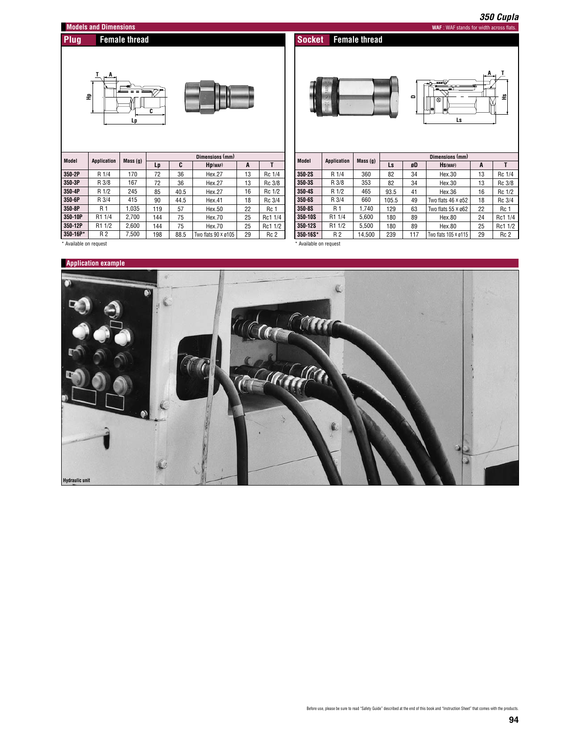## Models and Dimensions

WAF : WAF stands for width across flats.

### Plug Female thread

T A Hp C Lp

| Model | Application | Mass (g) | Dimensions (mm) | | | | |
|---|---|---|---|---|---|---|---|
| | | | Lp | C | Hp(WAF) | A | T |
| 350-2P | R 1/4 | 170 | 72 | 36 | Hex.27 | 13 | Rc 1/4 |
| 350-3P | R 3/8 | 167 | 72 | 36 | Hex.27 | 13 | Rc 3/8 |
| 350-4P | R 1/2 | 245 | 85 | 40.5 | Hex.27 | 16 | Rc 1/2 |
| 350-6P | R 3/4 | 415 | 90 | 44.5 | Hex.41 | 18 | Rc 3/4 |
| 350-8P | R 1 | 1,035 | 119 | 57 | Hex.50 | 22 | Rc 1 |
| 350-10P | R1 1/4 | 2,700 | 144 | 75 | Hex.70 | 25 | Rc1 1/4 |
| 350-12P | R1 1/2 | 2,600 | 144 | 75 | Hex.70 | 25 | Rc1 1/2 |
| 350-16P* | R 2 | 7,500 | 198 | 88.5 | Two flats 90 x ø105 | 29 | Rc 2 |

* Available on request

### Socket Female thread

A T D Hs Ls

| Model | Application | Mass (g) | Dimensions (mm) | | | | |
|---|---|---|---|---|---|---|---|
| | | | Ls | øD | Hs(WAF) | A | T |
| 350-2S | R 1/4 | 360 | 82 | 34 | Hex.30 | 13 | Rc 1/4 |
| 350-3S | R 3/8 | 353 | 82 | 34 | Hex.30 | 13 | Rc 3/8 |
| 350-4S | R 1/2 | 465 | 93.5 | 41 | Hex.36 | 16 | Rc 1/2 |
| 350-6S | R 3/4 | 660 | 105.5 | 49 | Two flats 46 x ø52 | 18 | Rc 3/4 |
| 350-8S | R 1 | 1,740 | 129 | 63 | Two flats 55 x ø62 | 22 | Rc 1 |
| 350-10S | R1 1/4 | 5,600 | 180 | 89 | Hex.80 | 24 | Rc1 1/4 |
| 350-12S | R1 1/2 | 5,500 | 180 | 89 | Hex.80 | 25 | Rc1 1/2 |
| 350-16S* | R 2 | 14,500 | 239 | 117 | Two flats 105 x ø115 | 29 | Rc 2 |

* Available on request

## Application example

Hydraulic unit

Before use, please be sure to read "Safety Guide" described at the end of this book and "Instruction Sheet" that comes with the products.